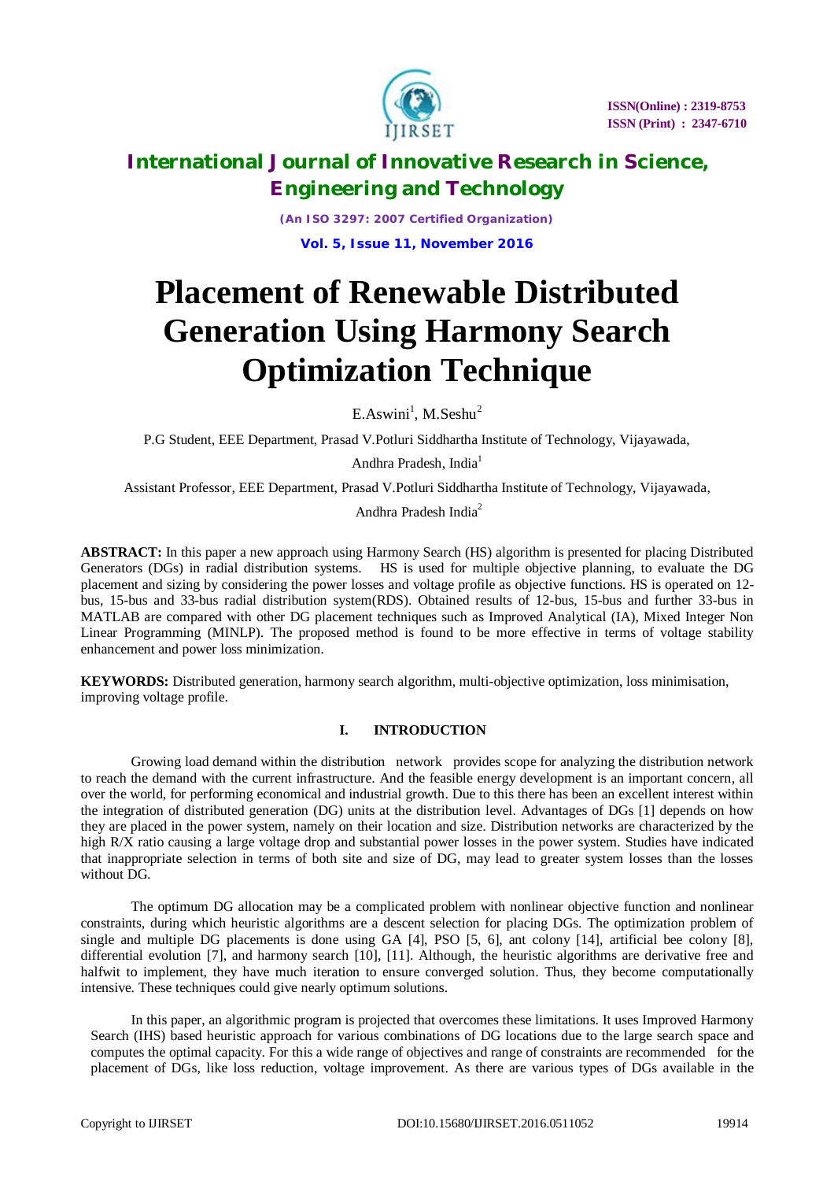# Placement of Renewable Distributed Generation Using Harmony Search Optimization Technique

E.Aswini[1], M.Seshu[2]

P.G Student, EEE Department, Prasad V.Potluri Siddhartha Institute of Technology, Vijayawada, Andhra Pradesh, India[1]

Assistant Professor, EEE Department, Prasad V.Potluri Siddhartha Institute of Technology, Vijayawada, Andhra Pradesh India[2]

**ABSTRACT:** In this paper a new approach using Harmony Search (HS) algorithm is presented for placing Distributed Generators (DGs) in radial distribution systems. HS is used for multiple objective planning, to evaluate the DG placement and sizing by considering the power losses and voltage profile as objective functions. HS is operated on 12-bus, 15-bus and 33-bus radial distribution system(RDS). Obtained results of 12-bus, 15-bus and further 33-bus in MATLAB are compared with other DG placement techniques such as Improved Analytical (IA), Mixed Integer Non Linear Programming (MINLP). The proposed method is found to be more effective in terms of voltage stability enhancement and power loss minimization.

**KEYWORDS:** Distributed generation, harmony search algorithm, multi-objective optimization, loss minimisation, improving voltage profile.

## I. INTRODUCTION

Growing load demand within the distribution network provides scope for analyzing the distribution network to reach the demand with the current infrastructure. And the feasible energy development is an important concern, all over the world, for performing economical and industrial growth. Due to this there has been an excellent interest within the integration of distributed generation (DG) units at the distribution level. Advantages of DGs [1] depends on how they are placed in the power system, namely on their location and size. Distribution networks are characterized by the high R/X ratio causing a large voltage drop and substantial power losses in the power system. Studies have indicated that inappropriate selection in terms of both site and size of DG, may lead to greater system losses than the losses without DG.

The optimum DG allocation may be a complicated problem with nonlinear objective function and nonlinear constraints, during which heuristic algorithms are a descent selection for placing DGs. The optimization problem of single and multiple DG placements is done using GA [4], PSO [5, 6], ant colony [14], artificial bee colony [8], differential evolution [7], and harmony search [10], [11]. Although, the heuristic algorithms are derivative free and halfwit to implement, they have much iteration to ensure converged solution. Thus, they become computationally intensive. These techniques could give nearly optimum solutions.

In this paper, an algorithmic program is projected that overcomes these limitations. It uses Improved Harmony Search (IHS) based heuristic approach for various combinations of DG locations due to the large search space and computes the optimal capacity. For this a wide range of objectives and range of constraints are recommended for the placement of DGs, like loss reduction, voltage improvement. As there are various types of DGs available in the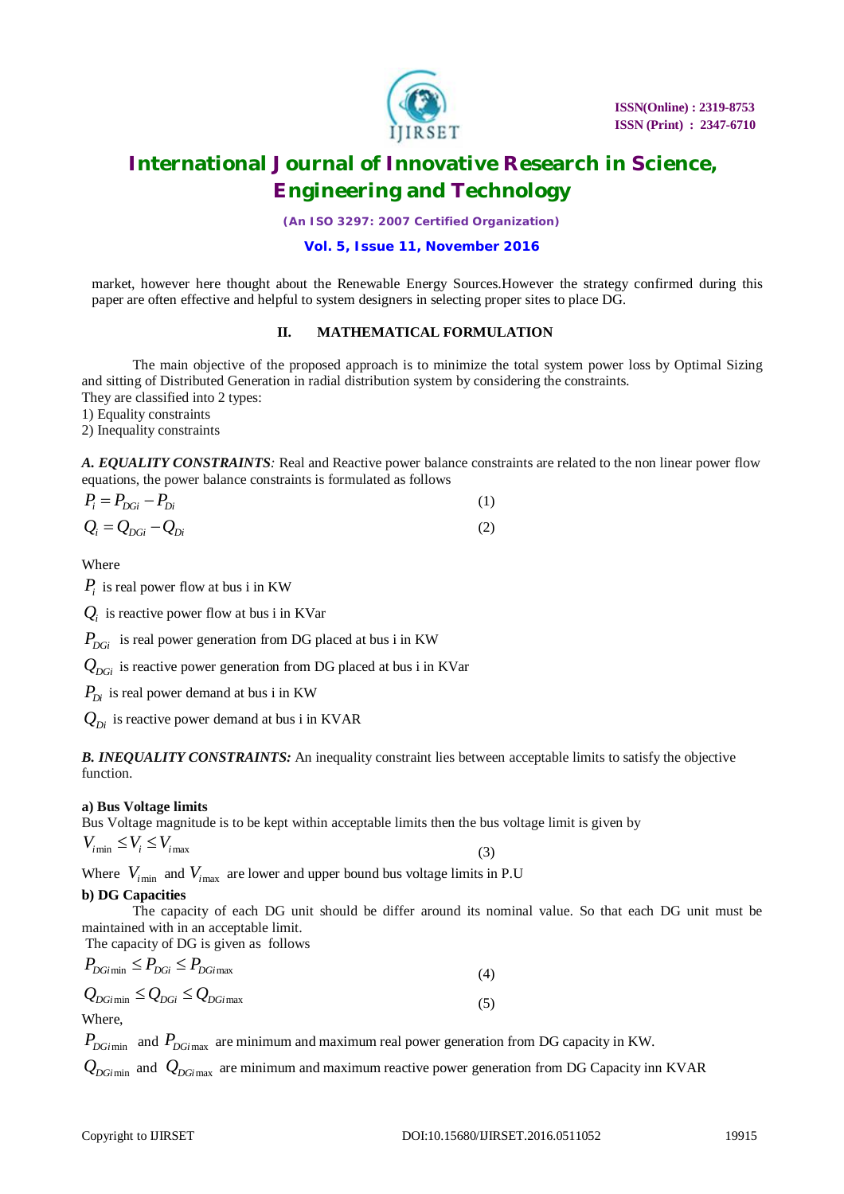market, however here thought about the Renewable Energy Sources.However the strategy confirmed during this paper are often effective and helpful to system designers in selecting proper sites to place DG.

## II. MATHEMATICAL FORMULATION

The main objective of the proposed approach is to minimize the total system power loss by Optimal Sizing and sitting of Distributed Generation in radial distribution system by considering the constraints.
They are classified into 2 types:
1) Equality constraints
2) Inequality constraints

***A. EQUALITY CONSTRAINTS****:* Real and Reactive power balance constraints are related to the non linear power flow equations, the power balance constraints is formulated as follows

$$P_i = P_{DGi} - P_{Di} \quad (1)$$

$$Q_i = Q_{DGi} - Q_{Di} \quad (2)$$

Where

$P_i$ is real power flow at bus i in KW

$Q_i$ is reactive power flow at bus i in KVar

$P_{DGi}$ is real power generation from DG placed at bus i in KW

$Q_{DGi}$ is reactive power generation from DG placed at bus i in KVar

$P_{Di}$ is real power demand at bus i in KW

$Q_{Di}$ is reactive power demand at bus i in KVAR

***B. INEQUALITY CONSTRAINTS:*** An inequality constraint lies between acceptable limits to satisfy the objective function.

**a) Bus Voltage limits**
Bus Voltage magnitude is to be kept within acceptable limits then the bus voltage limit is given by

$$V_{i\min} \leq V_i \leq V_{i\max} \quad (3)$$

Where $V_{i\min}$ and $V_{i\max}$ are lower and upper bound bus voltage limits in P.U

**b) DG Capacities**
The capacity of each DG unit should be differ around its nominal value. So that each DG unit must be maintained with in an acceptable limit.
The capacity of DG is given as follows

$$P_{DGi\min} \leq P_{DGi} \leq P_{DGi\max} \quad (4)$$

$$Q_{DGi\min} \leq Q_{DGi} \leq Q_{DGi\max} \quad (5)$$

Where,

$P_{DGi\min}$ and $P_{DGi\max}$ are minimum and maximum real power generation from DG capacity in KW.

$Q_{DGi\min}$ and $Q_{DGi\max}$ are minimum and maximum reactive power generation from DG Capacity inn KVAR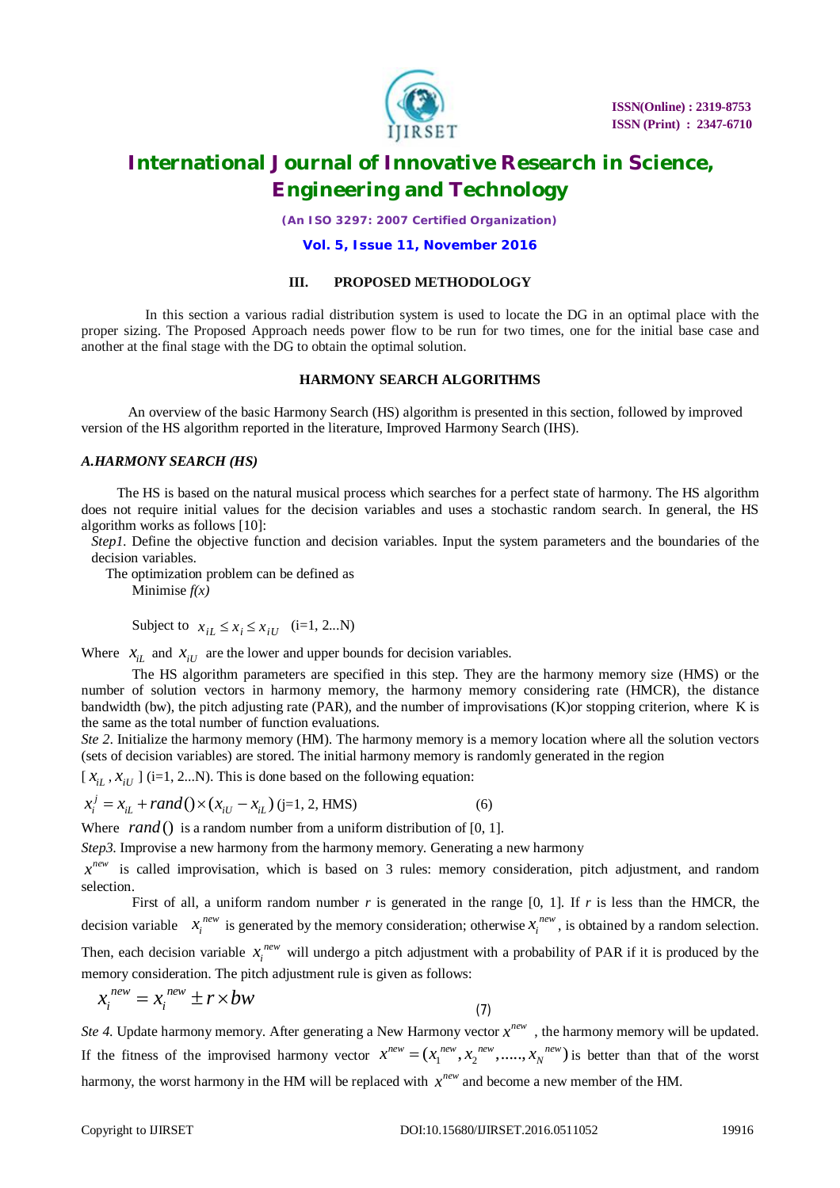### III. PROPOSED METHODOLOGY

In this section a various radial distribution system is used to locate the DG in an optimal place with the proper sizing. The Proposed Approach needs power flow to be run for two times, one for the initial base case and another at the final stage with the DG to obtain the optimal solution.

### HARMONY SEARCH ALGORITHMS

An overview of the basic Harmony Search (HS) algorithm is presented in this section, followed by improved version of the HS algorithm reported in the literature, Improved Harmony Search (IHS).

#### *A.HARMONY SEARCH (HS)*

The HS is based on the natural musical process which searches for a perfect state of harmony. The HS algorithm does not require initial values for the decision variables and uses a stochastic random search. In general, the HS algorithm works as follows [10]:

*Step1.* Define the objective function and decision variables. Input the system parameters and the boundaries of the decision variables.

The optimization problem can be defined as

Minimise *f(x)*

Subject to $x_{iL} \le x_i \le x_{iU}$ (i=1, 2...N)

Where $x_{iL}$ and $x_{iU}$ are the lower and upper bounds for decision variables.

The HS algorithm parameters are specified in this step. They are the harmony memory size (HMS) or the number of solution vectors in harmony memory, the harmony memory considering rate (HMCR), the distance bandwidth (bw), the pitch adjusting rate (PAR), and the number of improvisations (K)or stopping criterion, where K is the same as the total number of function evaluations.

*Ste 2.* Initialize the harmony memory (HM). The harmony memory is a memory location where all the solution vectors (sets of decision variables) are stored. The initial harmony memory is randomly generated in the region $[x_{iL}, x_{iU}]$ (i=1, 2...N). This is done based on the following equation:

$$x_i^j = x_{iL} + rand() \times (x_{iU} - x_{iL}) \text{ (j=1, 2, HMS)} \qquad (6)$$

Where $rand()$ is a random number from a uniform distribution of [0, 1].

*Step3.* Improvise a new harmony from the harmony memory. Generating a new harmony $x^{new}$ is called improvisation, which is based on 3 rules: memory consideration, pitch adjustment, and random selection.

First of all, a uniform random number *r* is generated in the range [0, 1]. If *r* is less than the HMCR, the decision variable $x_i^{new}$ is generated by the memory consideration; otherwise $x_i^{new}$, is obtained by a random selection. Then, each decision variable $x_i^{new}$ will undergo a pitch adjustment with a probability of PAR if it is produced by the memory consideration. The pitch adjustment rule is given as follows:

$$x_i^{new} = x_i^{new} \pm r \times bw \qquad (7)$$

*Ste 4.* Update harmony memory. After generating a New Harmony vector $x^{new}$ , the harmony memory will be updated. If the fitness of the improvised harmony vector $x^{new} = (x_1^{new}, x_2^{new}, ....., x_N^{new})$ is better than that of the worst harmony, the worst harmony in the HM will be replaced with $x^{new}$ and become a new member of the HM.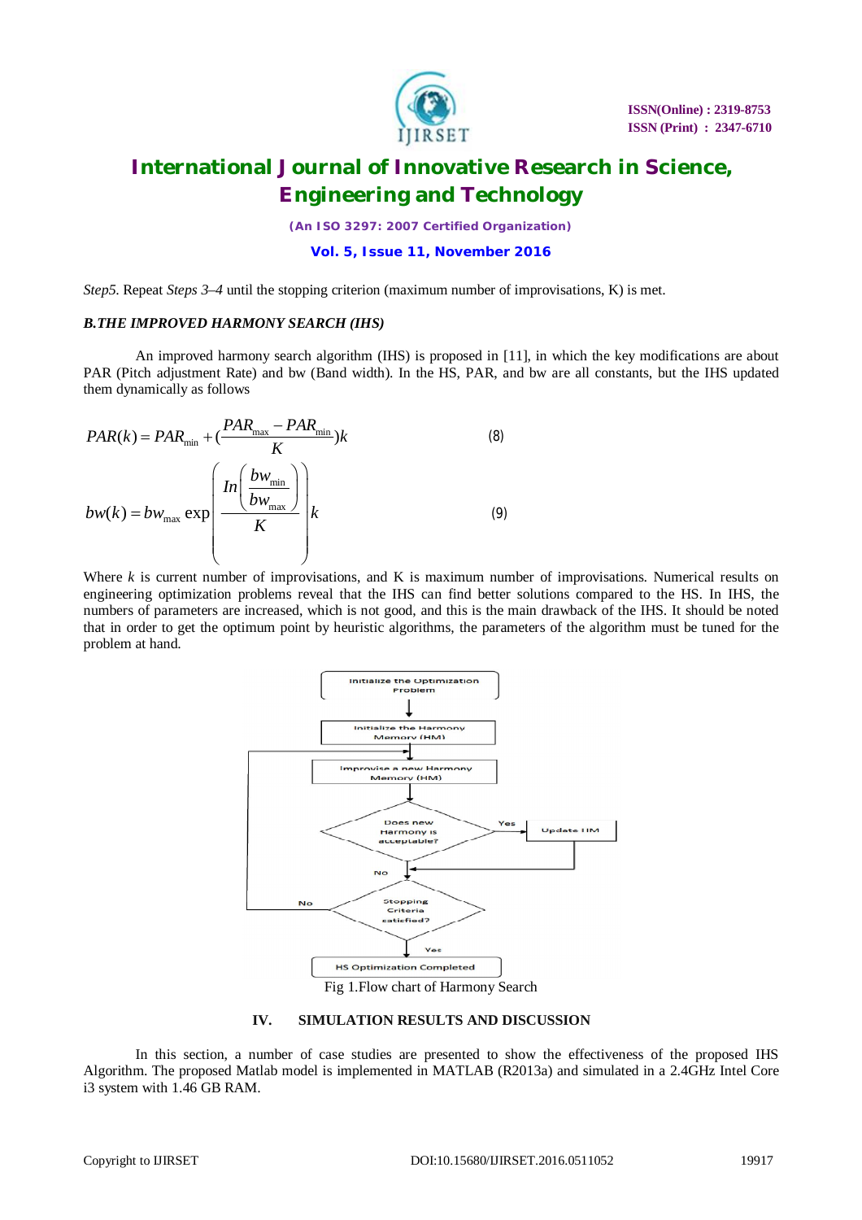*Step5.* Repeat *Steps 3–4* until the stopping criterion (maximum number of improvisations, K) is met.

### *B.THE IMPROVED HARMONY SEARCH (IHS)*

An improved harmony search algorithm (IHS) is proposed in [11], in which the key modifications are about PAR (Pitch adjustment Rate) and bw (Band width). In the HS, PAR, and bw are all constants, but the IHS updated them dynamically as follows

$$PAR(k) = PAR_{\min} + (\frac{PAR_{\max} - PAR_{\min}}{K})k \quad (8)$$

$$bw(k) = bw_{\max} \exp\left( \frac{In\left(\frac{bw_{\min}}{bw_{\max}}\right)}{K} \right) k \quad (9)$$

Where $k$ is current number of improvisations, and K is maximum number of improvisations. Numerical results on engineering optimization problems reveal that the IHS can find better solutions compared to the HS. In IHS, the numbers of parameters are increased, which is not good, and this is the main drawback of the IHS. It should be noted that in order to get the optimum point by heuristic algorithms, the parameters of the algorithm must be tuned for the problem at hand.

Fig 1.Flow chart of Harmony Search

## IV. SIMULATION RESULTS AND DISCUSSION

In this section, a number of case studies are presented to show the effectiveness of the proposed IHS Algorithm. The proposed Matlab model is implemented in MATLAB (R2013a) and simulated in a 2.4GHz Intel Core i3 system with 1.46 GB RAM.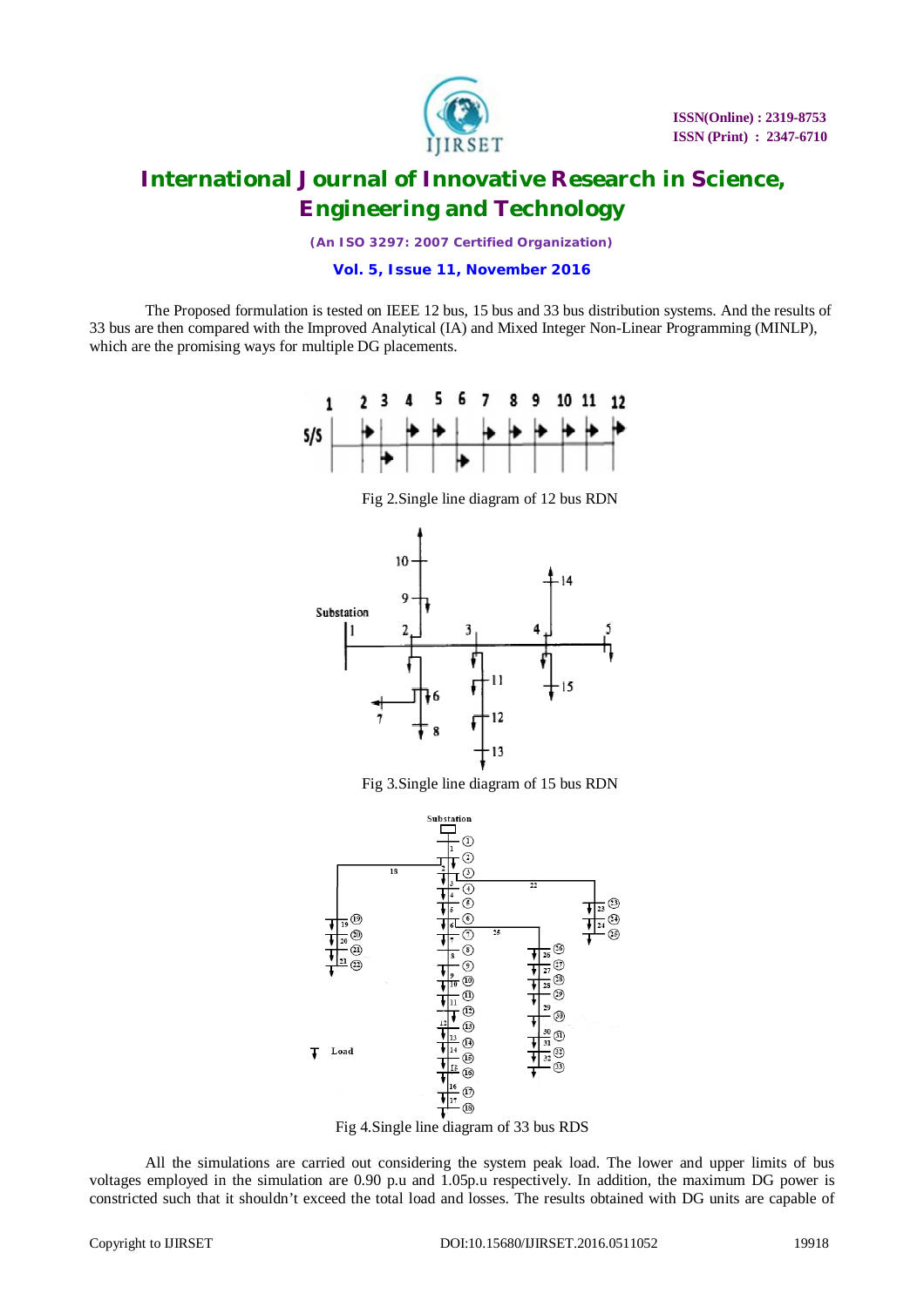The Proposed formulation is tested on IEEE 12 bus, 15 bus and 33 bus distribution systems. And the results of 33 bus are then compared with the Improved Analytical (IA) and Mixed Integer Non-Linear Programming (MINLP), which are the promising ways for multiple DG placements.

Fig 2.Single line diagram of 12 bus RDN

Fig 3.Single line diagram of 15 bus RDN

Fig 4.Single line diagram of 33 bus RDS

All the simulations are carried out considering the system peak load. The lower and upper limits of bus voltages employed in the simulation are 0.90 p.u and 1.05p.u respectively. In addition, the maximum DG power is constricted such that it shouldn't exceed the total load and losses. The results obtained with DG units are capable of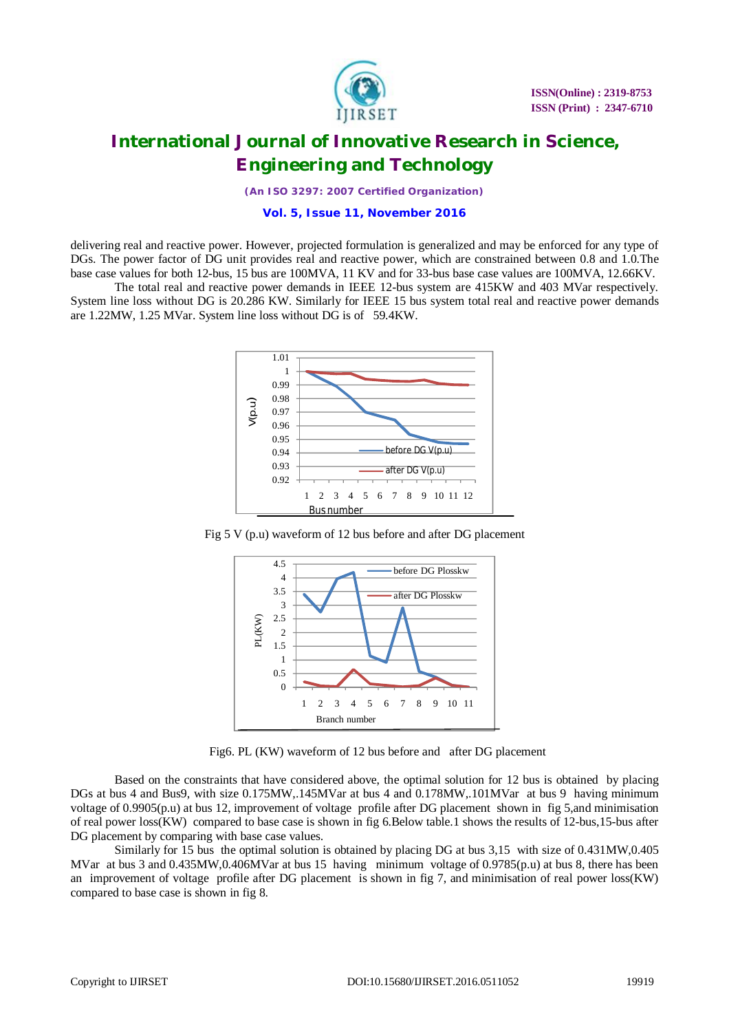delivering real and reactive power. However, projected formulation is generalized and may be enforced for any type of DGs. The power factor of DG unit provides real and reactive power, which are constrained between 0.8 and 1.0.The base case values for both 12-bus, 15 bus are 100MVA, 11 KV and for 33-bus base case values are 100MVA, 12.66KV.

The total real and reactive power demands in IEEE 12-bus system are 415KW and 403 MVar respectively. System line loss without DG is 20.286 KW. Similarly for IEEE 15 bus system total real and reactive power demands are 1.22MW, 1.25 MVar. System line loss without DG is of 59.4KW.

Fig 5 V (p.u) waveform of 12 bus before and after DG placement

Fig6. PL (KW) waveform of 12 bus before and after DG placement

Based on the constraints that have considered above, the optimal solution for 12 bus is obtained by placing DGs at bus 4 and Bus9, with size 0.175MW,.145MVar at bus 4 and 0.178MW,.101MVar at bus 9 having minimum voltage of 0.9905(p.u) at bus 12, improvement of voltage profile after DG placement shown in fig 5,and minimisation of real power loss(KW) compared to base case is shown in fig 6.Below table.1 shows the results of 12-bus,15-bus after DG placement by comparing with base case values.

Similarly for 15 bus the optimal solution is obtained by placing DG at bus 3,15 with size of 0.431MW,0.405 MVar at bus 3 and 0.435MW,0.406MVar at bus 15 having minimum voltage of 0.9785(p.u) at bus 8, there has been an improvement of voltage profile after DG placement is shown in fig 7, and minimisation of real power loss(KW) compared to base case is shown in fig 8.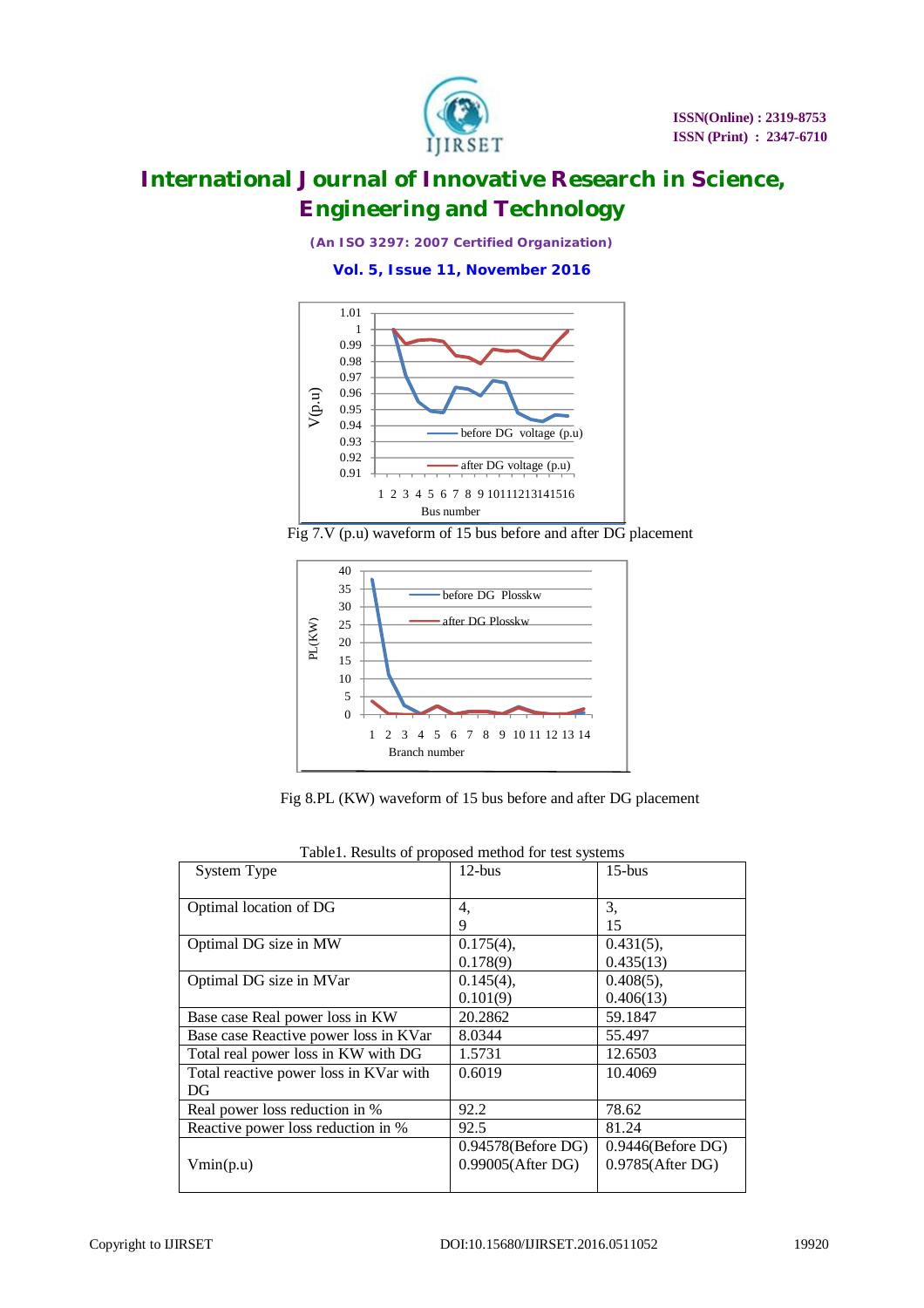Fig 7.V (p.u) waveform of 15 bus before and after DG placement

Fig 8.PL (KW) waveform of 15 bus before and after DG placement

Table1. Results of proposed method for test systems

| System Type | 12-bus | 15-bus |
|---|---|---|
| Optimal location of DG | 4, 9 | 3, 15 |
| Optimal DG size in MW | 0.175(4), 0.178(9) | 0.431(5), 0.435(13) |
| Optimal DG size in MVar | 0.145(4), 0.101(9) | 0.408(5), 0.406(13) |
| Base case Real power loss in KW | 20.2862 | 59.1847 |
| Base case Reactive power loss in KVar | 8.0344 | 55.497 |
| Total real power loss in KW with DG | 1.5731 | 12.6503 |
| Total reactive power loss in KVar with DG | 0.6019 | 10.4069 |
| Real power loss reduction in % | 92.2 | 78.62 |
| Reactive power loss reduction in % | 92.5 | 81.24 |
| Vmin(p.u) | 0.94578(Before DG) 0.99005(After DG) | 0.9446(Before DG) 0.9785(After DG) |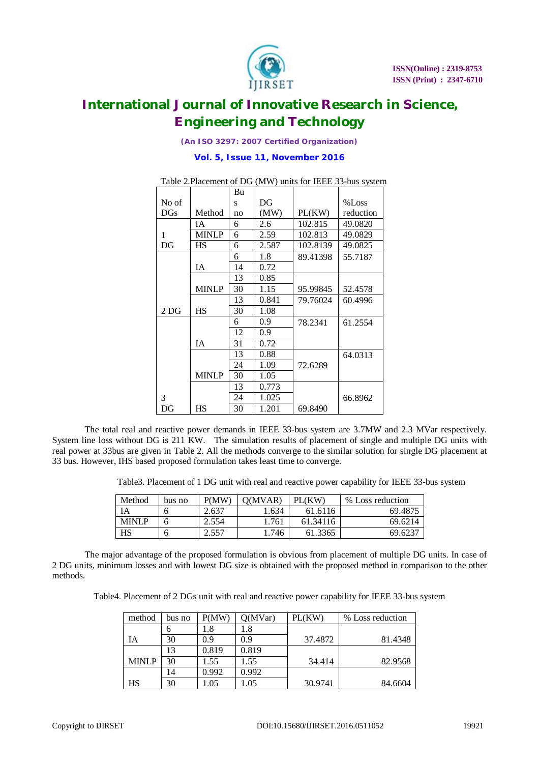Table 2.Placement of DG (MW) units for IEEE 33-bus system

| No of DGs | Method | Bus no | DG (MW) | PL(KW) | %Loss reduction |
|---|---|---|---|---|---|
| 1 DG | IA | 6 | 2.6 | 102.815 | 49.0820 |
| | MINLP | 6 | 2.59 | 102.813 | 49.0829 |
| | HS | 6 | 2.587 | 102.8139 | 49.0825 |
| 2 DG | IA | 6 | 1.8 | 89.41398 | 55.7187 |
| | | 14 | 0.72 | | |
| | MINLP | 13 | 0.85 | 95.99845 | 52.4578 |
| | | 30 | 1.15 | | |
| | HS | 13 | 0.841 | 79.76024 | 60.4996 |
| | | 30 | 1.08 | | |
| 3 DG | IA | 6 | 0.9 | 78.2341 | 61.2554 |
| | | 12 | 0.9 | | |
| | | 31 | 0.72 | | |
| | MINLP | 13 | 0.88 | 72.6289 | 64.0313 |
| | | 24 | 1.09 | | |
| | | 30 | 1.05 | | |
| | HS | 13 | 0.773 | 69.8490 | 66.8962 |
| | | 24 | 1.025 | | |
| | | 30 | 1.201 | | |

The total real and reactive power demands in IEEE 33-bus system are 3.7MW and 2.3 MVar respectively. System line loss without DG is 211 KW. The simulation results of placement of single and multiple DG units with real power at 33bus are given in Table 2. All the methods converge to the similar solution for single DG placement at 33 bus. However, IHS based proposed formulation takes least time to converge.

Table3. Placement of 1 DG unit with real and reactive power capability for IEEE 33-bus system

| Method | bus no | P(MW) | Q(MVAR) | PL(KW) | % Loss reduction |
|---|---|---|---|---|---|
| IA | 6 | 2.637 | 1.634 | 61.6116 | 69.4875 |
| MINLP | 6 | 2.554 | 1.761 | 61.34116 | 69.6214 |
| HS | 6 | 2.557 | 1.746 | 61.3365 | 69.6237 |

The major advantage of the proposed formulation is obvious from placement of multiple DG units. In case of 2 DG units, minimum losses and with lowest DG size is obtained with the proposed method in comparison to the other methods.

Table4. Placement of 2 DGs unit with real and reactive power capability for IEEE 33-bus system

| method | bus no | P(MW) | Q(MVar) | PL(KW) | % Loss reduction |
|---|---|---|---|---|---|
| IA | 6 | 1.8 | 1.8 | 37.4872 | 81.4348 |
| | 30 | 0.9 | 0.9 | | |
| MINLP | 13 | 0.819 | 0.819 | 34.414 | 82.9568 |
| | 30 | 1.55 | 1.55 | | |
| HS | 14 | 0.992 | 0.992 | 30.9741 | 84.6604 |
| | 30 | 1.05 | 1.05 | | |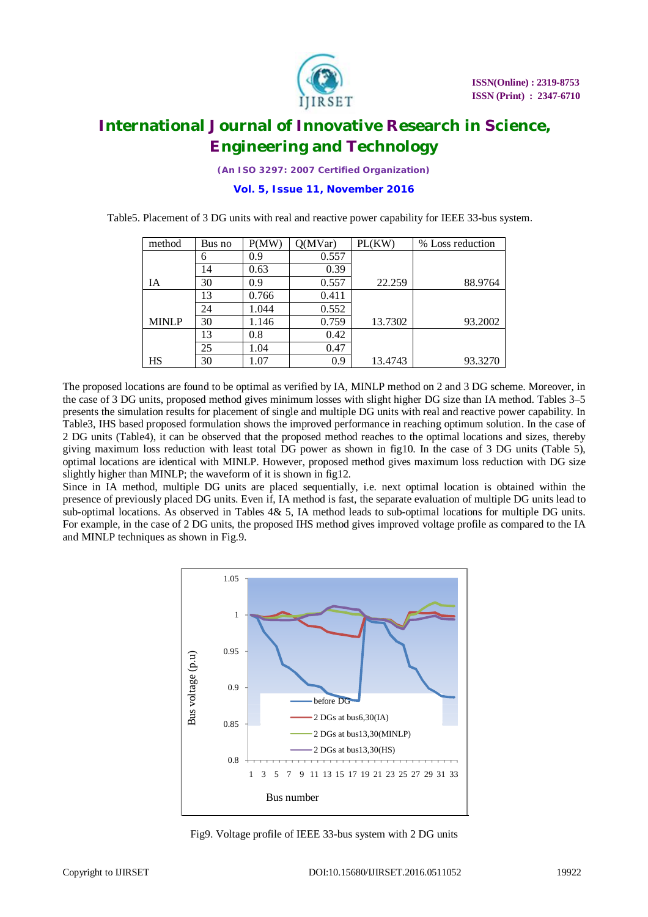Table5. Placement of 3 DG units with real and reactive power capability for IEEE 33-bus system.

| method | Bus no | P(MW) | Q(MVar) | PL(KW) | % Loss reduction |
|---|---|---|---|---|---|
| IA | 6 | 0.9 | 0.557 | 22.259 | 88.9764 |
| | 14 | 0.63 | 0.39 | | |
| | 30 | 0.9 | 0.557 | | |
| MINLP | 13 | 0.766 | 0.411 | 13.7302 | 93.2002 |
| | 24 | 1.044 | 0.552 | | |
| | 30 | 1.146 | 0.759 | | |
| HS | 13 | 0.8 | 0.42 | 13.4743 | 93.3270 |
| | 25 | 1.04 | 0.47 | | |
| | 30 | 1.07 | 0.9 | | |

The proposed locations are found to be optimal as verified by IA, MINLP method on 2 and 3 DG scheme. Moreover, in the case of 3 DG units, proposed method gives minimum losses with slight higher DG size than IA method. Tables 3–5 presents the simulation results for placement of single and multiple DG units with real and reactive power capability. In Table3, IHS based proposed formulation shows the improved performance in reaching optimum solution. In the case of 2 DG units (Table4), it can be observed that the proposed method reaches to the optimal locations and sizes, thereby giving maximum loss reduction with least total DG power as shown in fig10. In the case of 3 DG units (Table 5), optimal locations are identical with MINLP. However, proposed method gives maximum loss reduction with DG size slightly higher than MINLP; the waveform of it is shown in fig12.

Since in IA method, multiple DG units are placed sequentially, i.e. next optimal location is obtained within the presence of previously placed DG units. Even if, IA method is fast, the separate evaluation of multiple DG units lead to sub-optimal locations. As observed in Tables 4& 5, IA method leads to sub-optimal locations for multiple DG units. For example, in the case of 2 DG units, the proposed IHS method gives improved voltage profile as compared to the IA and MINLP techniques as shown in Fig.9.

Fig9. Voltage profile of IEEE 33-bus system with 2 DG units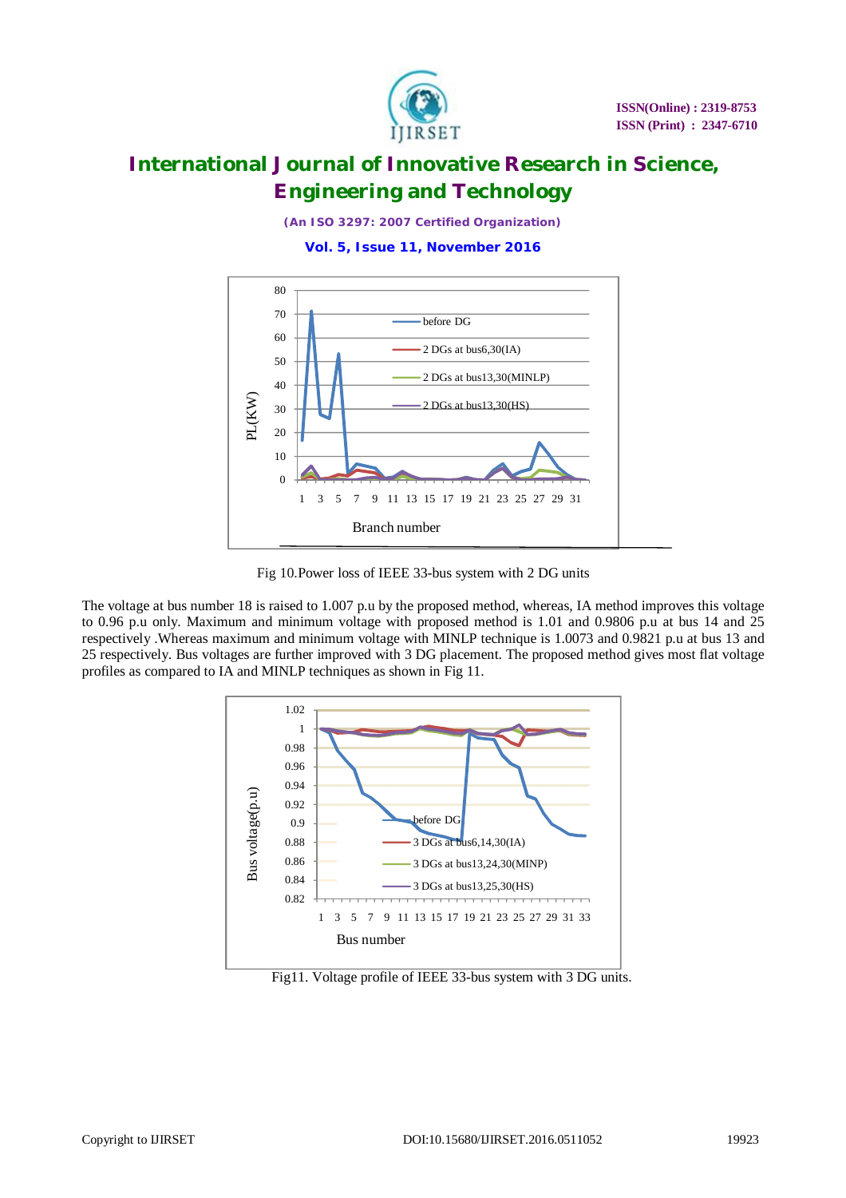Fig 10.Power loss of IEEE 33-bus system with 2 DG units

The voltage at bus number 18 is raised to 1.007 p.u by the proposed method, whereas, IA method improves this voltage to 0.96 p.u only. Maximum and minimum voltage with proposed method is 1.01 and 0.9806 p.u at bus 14 and 25 respectively .Whereas maximum and minimum voltage with MINLP technique is 1.0073 and 0.9821 p.u at bus 13 and 25 respectively. Bus voltages are further improved with 3 DG placement. The proposed method gives most flat voltage profiles as compared to IA and MINLP techniques as shown in Fig 11.

Fig11. Voltage profile of IEEE 33-bus system with 3 DG units.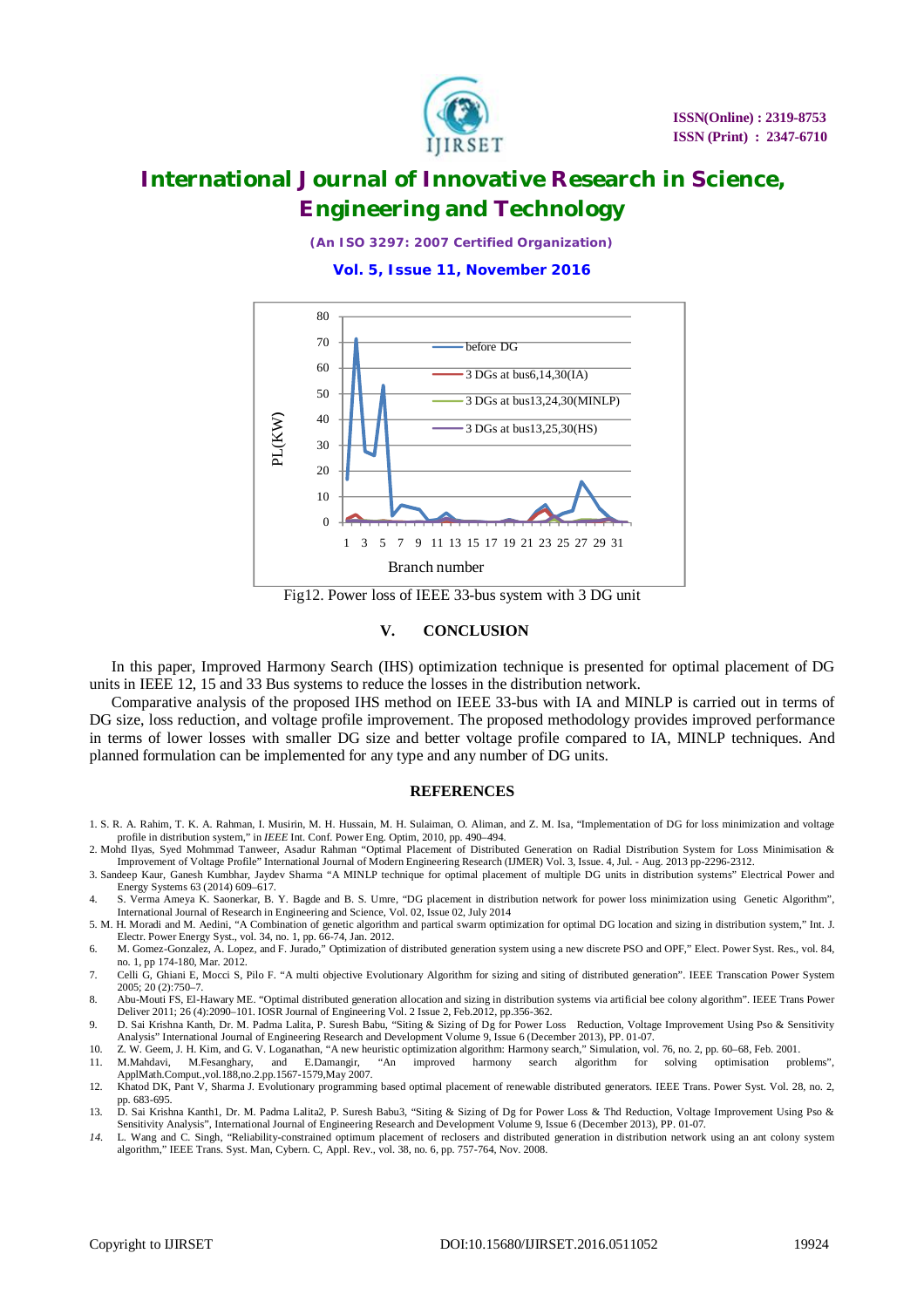80
70
60
50
40
30
20
10
0

PL(KW)

before DG
3 DGs at bus6,14,30(IA)
3 DGs at bus13,24,30(MINLP)
3 DGs at bus13,25,30(HS)

1 3 5 7 9 11 13 15 17 19 21 23 25 27 29 31

Branch number

Fig12. Power loss of IEEE 33-bus system with 3 DG unit

## V. CONCLUSION

In this paper, Improved Harmony Search (IHS) optimization technique is presented for optimal placement of DG units in IEEE 12, 15 and 33 Bus systems to reduce the losses in the distribution network.

Comparative analysis of the proposed IHS method on IEEE 33-bus with IA and MINLP is carried out in terms of DG size, loss reduction, and voltage profile improvement. The proposed methodology provides improved performance in terms of lower losses with smaller DG size and better voltage profile compared to IA, MINLP techniques. And planned formulation can be implemented for any type and any number of DG units.

## REFERENCES

1. S. R. A. Rahim, T. K. A. Rahman, I. Musirin, M. H. Hussain, M. H. Sulaiman, O. Aliman, and Z. M. Isa, "Implementation of DG for loss minimization and voltage profile in distribution system," in *IEEE* Int. Conf. Power Eng. Optim, 2010, pp. 490–494.
2. Mohd Ilyas, Syed Mohmmad Tanweer, Asadur Rahman "Optimal Placement of Distributed Generation on Radial Distribution System for Loss Minimisation & Improvement of Voltage Profile" International Journal of Modern Engineering Research (IJMER) Vol. 3, Issue. 4, Jul. - Aug. 2013 pp-2296-2312.
3. Sandeep Kaur, Ganesh Kumbhar, Jaydev Sharma "A MINLP technique for optimal placement of multiple DG units in distribution systems" Electrical Power and Energy Systems 63 (2014) 609–617.
4. S. Verma Ameya K. Saonerkar, B. Y. Bagde and B. S. Umre, "DG placement in distribution network for power loss minimization using Genetic Algorithm", International Journal of Research in Engineering and Science, Vol. 02, Issue 02, July 2014
5. M. H. Moradi and M. Aedini, "A Combination of genetic algorithm and partical swarm optimization for optimal DG location and sizing in distribution system," Int. J. Electr. Power Energy Syst., vol. 34, no. 1, pp. 66-74, Jan. 2012.
6. M. Gomez-Gonzalez, A. Lopez, and F. Jurado," Optimization of distributed generation system using a new discrete PSO and OPF," Elect. Power Syst. Res., vol. 84, no. 1, pp 174-180, Mar. 2012.
7. Celli G, Ghiani E, Mocci S, Pilo F. "A multi objective Evolutionary Algorithm for sizing and siting of distributed generation". IEEE Transcation Power System 2005; 20 (2):750–7.
8. Abu-Mouti FS, El-Hawary ME. "Optimal distributed generation allocation and sizing in distribution systems via artificial bee colony algorithm". IEEE Trans Power Deliver 2011; 26 (4):2090–101. IOSR Journal of Engineering Vol. 2 Issue 2, Feb.2012, pp.356-362.
9. D. Sai Krishna Kanth, Dr. M. Padma Lalita, P. Suresh Babu, "Siting & Sizing of Dg for Power Loss Reduction, Voltage Improvement Using Pso & Sensitivity Analysis" International Journal of Engineering Research and Development Volume 9, Issue 6 (December 2013), PP. 01-07.
10. Z. W. Geem, J. H. Kim, and G. V. Loganathan, "A new heuristic optimization algorithm: Harmony search," Simulation, vol. 76, no. 2, pp. 60–68, Feb. 2001.
11. M.Mahdavi, M.Fesanghary, and E.Damangir, "An improved harmony search algorithm for solving optimisation problems", ApplMath.Comput.,vol.188,no.2.pp.1567-1579,May 2007.
12. Khatod DK, Pant V, Sharma J. Evolutionary programming based optimal placement of renewable distributed generators. IEEE Trans. Power Syst. Vol. 28, no. 2, pp. 683-695.
13. D. Sai Krishna Kanth1, Dr. M. Padma Lalita2, P. Suresh Babu3, "Siting & Sizing of Dg for Power Loss & Thd Reduction, Voltage Improvement Using Pso & Sensitivity Analysis", International Journal of Engineering Research and Development Volume 9, Issue 6 (December 2013), PP. 01-07.
14. L. Wang and C. Singh, "Reliability-constrained optimum placement of reclosers and distributed generation in distribution network using an ant colony system algorithm," IEEE Trans. Syst. Man, Cybern. C, Appl. Rev., vol. 38, no. 6, pp. 757-764, Nov. 2008.